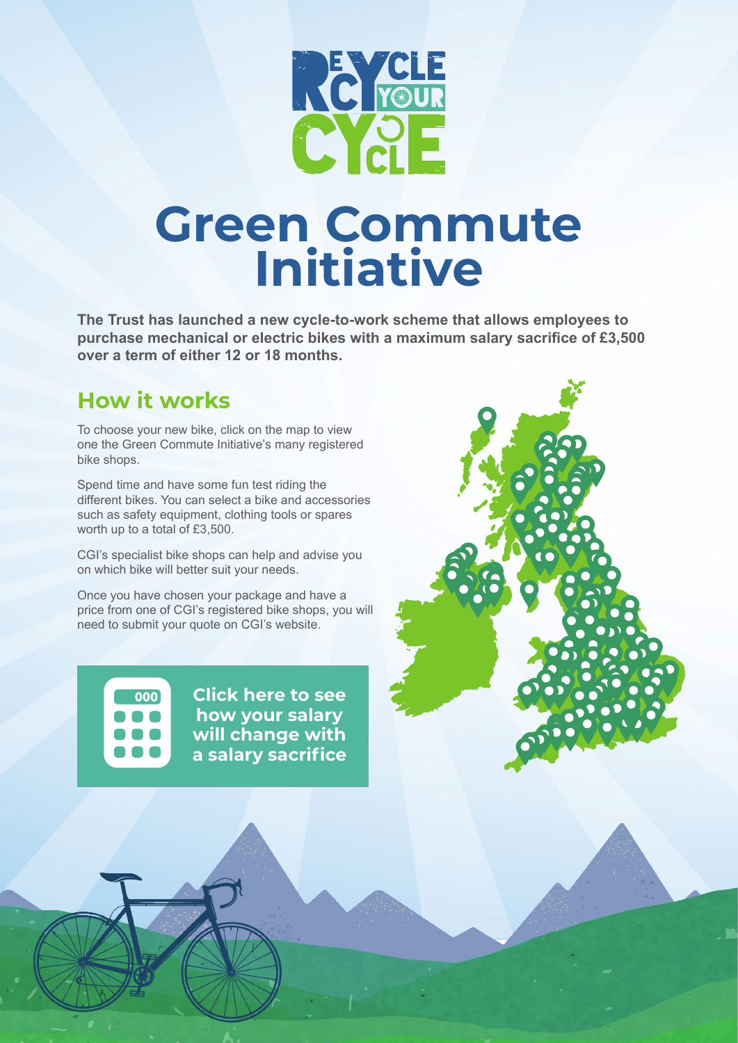# Green Commute Initiative

**The Trust has launched a new cycle-to-work scheme that allows employees to purchase mechanical or electric bikes with a maximum salary sacrifice of £3,500 over a term of either 12 or 18 months.**

## How it works

To choose your new bike, click on the map to view one the Green Commute Initiative's many registered bike shops.

Spend time and have some fun test riding the different bikes. You can select a bike and accessories such as safety equipment, clothing tools or spares worth up to a total of £3,500.

CGI's specialist bike shops can help and advise you on which bike will better suit your needs.

Once you have chosen your package and have a price from one of CGI's registered bike shops, you will need to submit your quote on CGI's website.

**Click here to see how your salary will change with a salary sacrifice**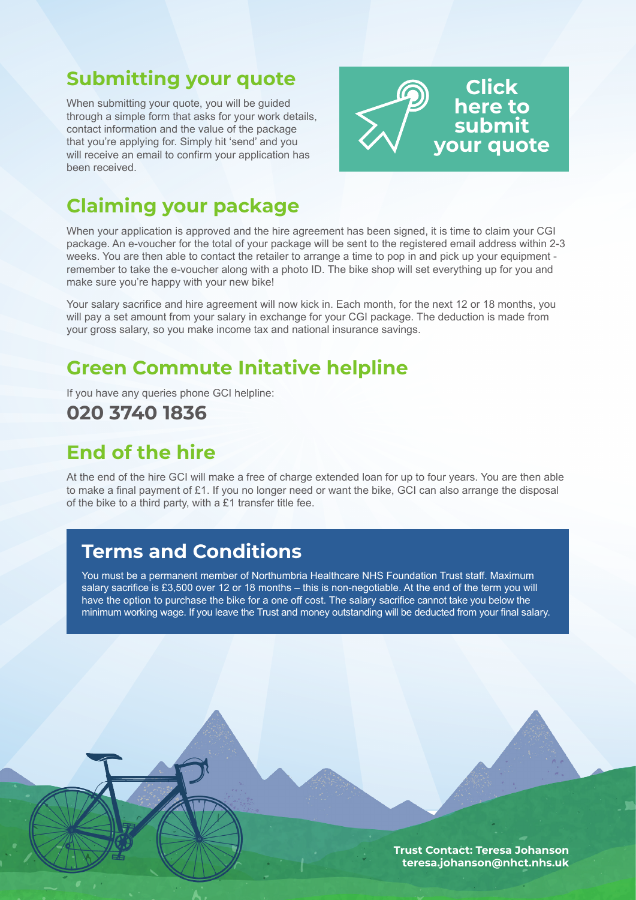## Submitting your quote

When submitting your quote, you will be guided through a simple form that asks for your work details, contact information and the value of the package that you're applying for. Simply hit 'send' and you will receive an email to confirm your application has been received.

**Click here to submit your quote**

## Claiming your package

When your application is approved and the hire agreement has been signed, it is time to claim your CGI package. An e-voucher for the total of your package will be sent to the registered email address within 2-3 weeks. You are then able to contact the retailer to arrange a time to pop in and pick up your equipment - remember to take the e-voucher along with a photo ID. The bike shop will set everything up for you and make sure you're happy with your new bike!

Your salary sacrifice and hire agreement will now kick in. Each month, for the next 12 or 18 months, you will pay a set amount from your salary in exchange for your CGI package. The deduction is made from your gross salary, so you make income tax and national insurance savings.

## Green Commute Initative helpline

If you have any queries phone GCI helpline:

**020 3740 1836**

## End of the hire

At the end of the hire GCI will make a free of charge extended loan for up to four years. You are then able to make a final payment of £1. If you no longer need or want the bike, GCI can also arrange the disposal of the bike to a third party, with a £1 transfer title fee.

## Terms and Conditions

You must be a permanent member of Northumbria Healthcare NHS Foundation Trust staff. Maximum salary sacrifice is £3,500 over 12 or 18 months – this is non-negotiable. At the end of the term you will have the option to purchase the bike for a one off cost. The salary sacrifice cannot take you below the minimum working wage. If you leave the Trust and money outstanding will be deducted from your final salary.

**Trust Contact: Teresa Johanson**
**teresa.johanson@nhct.nhs.uk**